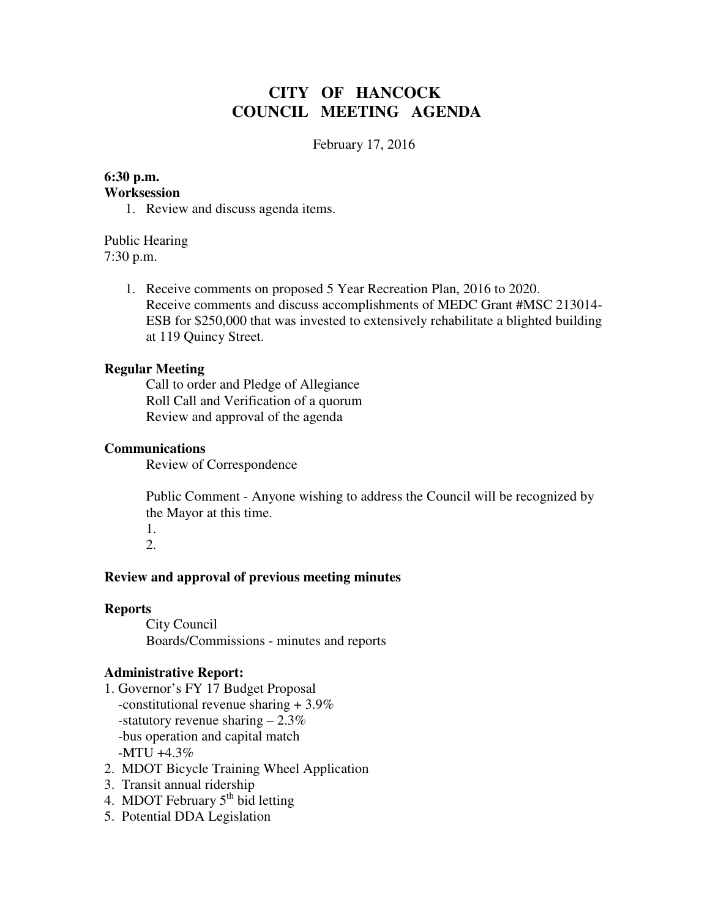# CITY OF HANCOCK
# COUNCIL MEETING AGENDA

February 17, 2016

**6:30 p.m.**
**Worksession**

1. Review and discuss agenda items.

Public Hearing
7:30 p.m.

1. Receive comments on proposed 5 Year Recreation Plan, 2016 to 2020.
   Receive comments and discuss accomplishments of MEDC Grant #MSC 213014-ESB for $250,000 that was invested to extensively rehabilitate a blighted building at 119 Quincy Street.

**Regular Meeting**

Call to order and Pledge of Allegiance
Roll Call and Verification of a quorum
Review and approval of the agenda

**Communications**

Review of Correspondence

Public Comment - Anyone wishing to address the Council will be recognized by the Mayor at this time.
1.
2.

**Review and approval of previous meeting minutes**

**Reports**

City Council
Boards/Commissions - minutes and reports

**Administrative Report:**

1. Governor's FY 17 Budget Proposal
   - constitutional revenue sharing + 3.9%
   - statutory revenue sharing – 2.3%
   - bus operation and capital match
   - MTU +4.3%
2. MDOT Bicycle Training Wheel Application
3. Transit annual ridership
4. MDOT February 5th bid letting
5. Potential DDA Legislation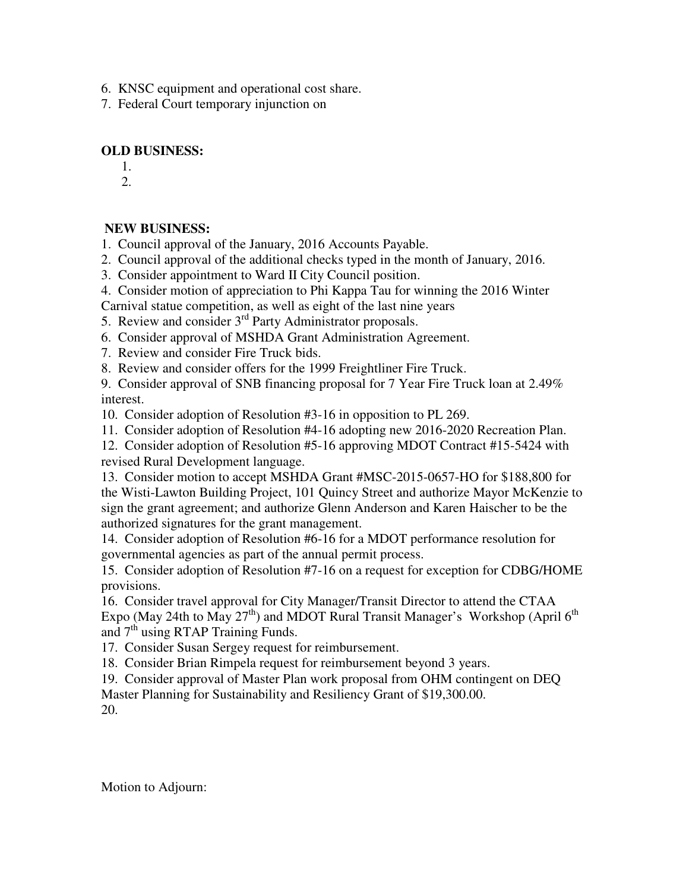6. KNSC equipment and operational cost share.
7. Federal Court temporary injunction on

**OLD BUSINESS:**

1.
2.

**NEW BUSINESS:**

1. Council approval of the January, 2016 Accounts Payable.
2. Council approval of the additional checks typed in the month of January, 2016.
3. Consider appointment to Ward II City Council position.
4. Consider motion of appreciation to Phi Kappa Tau for winning the 2016 Winter Carnival statue competition, as well as eight of the last nine years
5. Review and consider 3rd Party Administrator proposals.
6. Consider approval of MSHDA Grant Administration Agreement.
7. Review and consider Fire Truck bids.
8. Review and consider offers for the 1999 Freightliner Fire Truck.
9. Consider approval of SNB financing proposal for 7 Year Fire Truck loan at 2.49% interest.
10. Consider adoption of Resolution #3-16 in opposition to PL 269.
11. Consider adoption of Resolution #4-16 adopting new 2016-2020 Recreation Plan.
12. Consider adoption of Resolution #5-16 approving MDOT Contract #15-5424 with revised Rural Development language.
13. Consider motion to accept MSHDA Grant #MSC-2015-0657-HO for $188,800 for the Wisti-Lawton Building Project, 101 Quincy Street and authorize Mayor McKenzie to sign the grant agreement; and authorize Glenn Anderson and Karen Haischer to be the authorized signatures for the grant management.
14. Consider adoption of Resolution #6-16 for a MDOT performance resolution for governmental agencies as part of the annual permit process.
15. Consider adoption of Resolution #7-16 on a request for exception for CDBG/HOME provisions.
16. Consider travel approval for City Manager/Transit Director to attend the CTAA Expo (May 24th to May 27th) and MDOT Rural Transit Manager's Workshop (April 6th and 7th using RTAP Training Funds.
17. Consider Susan Sergey request for reimbursement.
18. Consider Brian Rimpela request for reimbursement beyond 3 years.
19. Consider approval of Master Plan work proposal from OHM contingent on DEQ Master Planning for Sustainability and Resiliency Grant of $19,300.00.
20.

Motion to Adjourn: